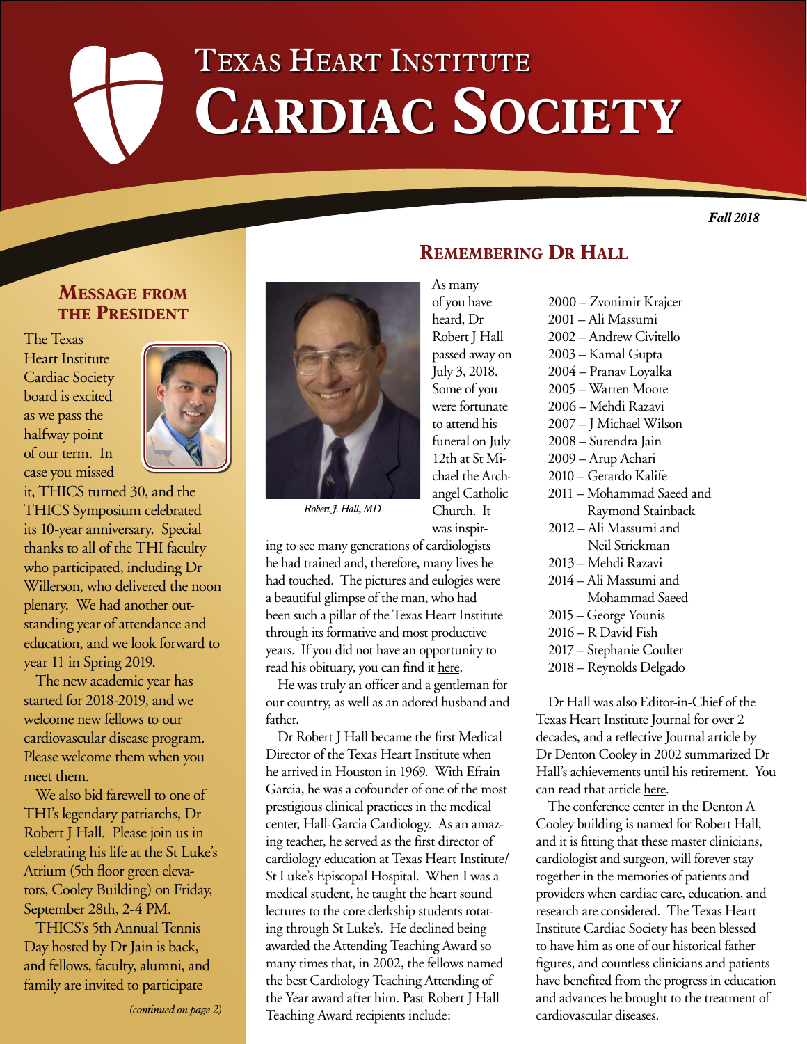# Texas Heart Institute Cardiac Society

*Fall 2018*

## Message from the President

The Texas Heart Institute Cardiac Society board is excited as we pass the halfway point of our term. In case you missed it, THICS turned 30, and the THICS Symposium celebrated its 10-year anniversary. Special thanks to all of the THI faculty who participated, including Dr Willerson, who delivered the noon plenary. We had another outstanding year of attendance and education, and we look forward to year 11 in Spring 2019.

The new academic year has started for 2018-2019, and we welcome new fellows to our cardiovascular disease program. Please welcome them when you meet them.

We also bid farewell to one of THI's legendary patriarchs, Dr Robert J Hall. Please join us in celebrating his life at the St Luke's Atrium (5th floor green elevators, Cooley Building) on Friday, September 28th, 2-4 PM.

THICS's 5th Annual Tennis Day hosted by Dr Jain is back, and fellows, faculty, alumni, and family are invited to participate

*(continued on page 2)*

## Remembering Dr Hall

*Robert J. Hall, MD*

As many of you have heard, Dr Robert J Hall passed away on July 3, 2018. Some of you were fortunate to attend his funeral on July 12th at St Michael the Archangel Catholic Church. It was inspiring to see many generations of cardiologists he had trained and, therefore, many lives he had touched. The pictures and eulogies were a beautiful glimpse of the man, who had been such a pillar of the Texas Heart Institute through its formative and most productive years. If you did not have an opportunity to read his obituary, you can find it here.

He was truly an officer and a gentleman for our country, as well as an adored husband and father.

Dr Robert J Hall became the first Medical Director of the Texas Heart Institute when he arrived in Houston in 1969. With Efrain Garcia, he was a cofounder of one of the most prestigious clinical practices in the medical center, Hall-Garcia Cardiology. As an amazing teacher, he served as the first director of cardiology education at Texas Heart Institute/St Luke's Episcopal Hospital. When I was a medical student, he taught the heart sound lectures to the core clerkship students rotating through St Luke's. He declined being awarded the Attending Teaching Award so many times that, in 2002, the fellows named the best Cardiology Teaching Attending of the Year award after him. Past Robert J Hall Teaching Award recipients include:

- 2000 – Zvonimir Krajcer
- 2001 – Ali Massumi
- 2002 – Andrew Civitello
- 2003 – Kamal Gupta
- 2004 – Pranav Loyalka
- 2005 – Warren Moore
- 2006 – Mehdi Razavi
- 2007 – J Michael Wilson
- 2008 – Surendra Jain
- 2009 – Arup Achari
- 2010 – Gerardo Kalife
- 2011 – Mohammad Saeed and Raymond Stainback
- 2012 – Ali Massumi and Neil Strickman
- 2013 – Mehdi Razavi
- 2014 – Ali Massumi and Mohammad Saeed
- 2015 – George Younis
- 2016 – R David Fish
- 2017 – Stephanie Coulter
- 2018 – Reynolds Delgado

Dr Hall was also Editor-in-Chief of the Texas Heart Institute Journal for over 2 decades, and a reflective Journal article by Dr Denton Cooley in 2002 summarized Dr Hall's achievements until his retirement. You can read that article here.

The conference center in the Denton A Cooley building is named for Robert Hall, and it is fitting that these master clinicians, cardiologist and surgeon, will forever stay together in the memories of patients and providers when cardiac care, education, and research are considered. The Texas Heart Institute Cardiac Society has been blessed to have him as one of our historical father figures, and countless clinicians and patients have benefited from the progress in education and advances he brought to the treatment of cardiovascular diseases.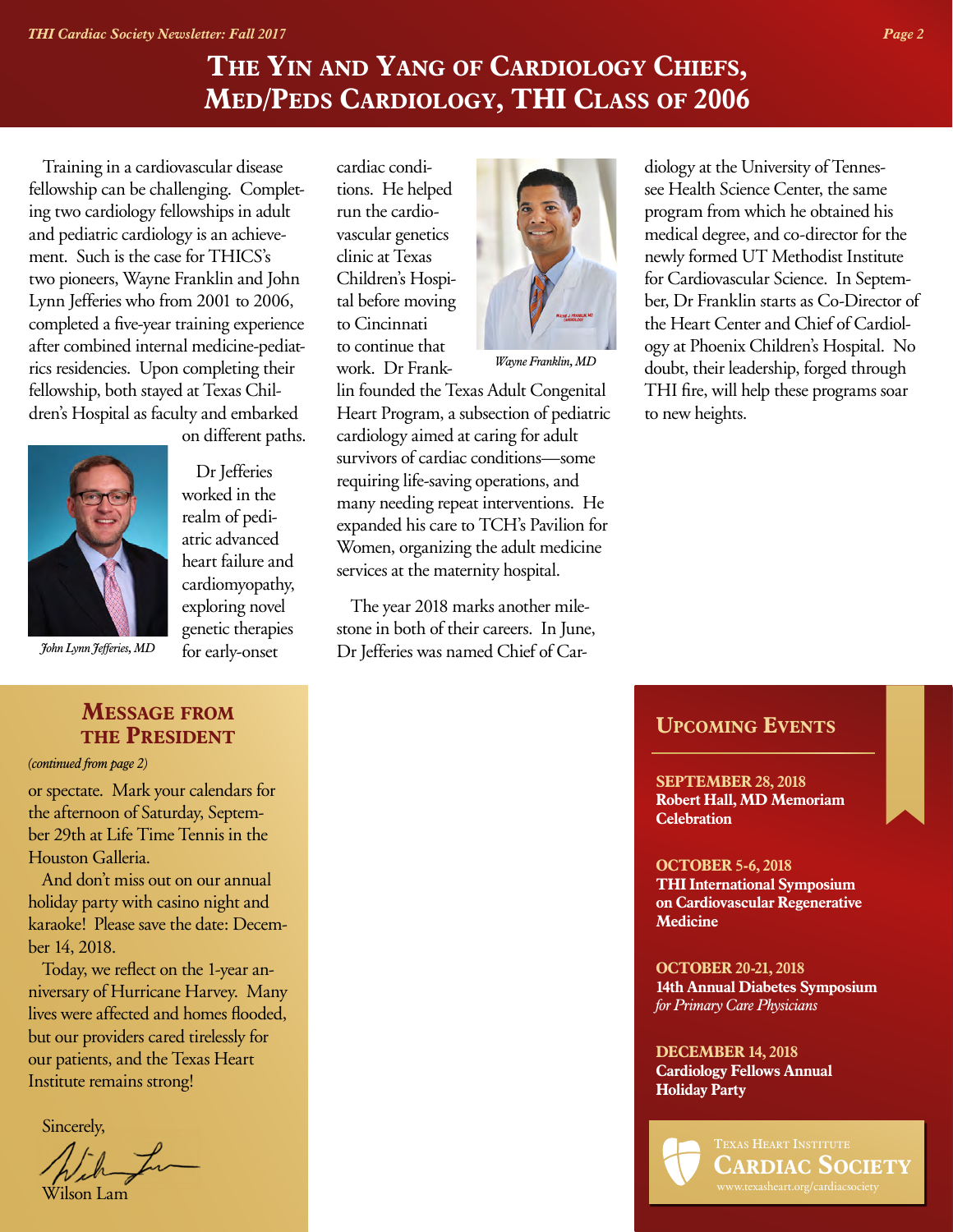# The Yin and Yang of Cardiology Chiefs, Med/Peds Cardiology, THI Class of 2006

Training in a cardiovascular disease fellowship can be challenging. Completing two cardiology fellowships in adult and pediatric cardiology is an achievement. Such is the case for THICS's two pioneers, Wayne Franklin and John Lynn Jefferies who from 2001 to 2006, completed a five-year training experience after combined internal medicine-pediatrics residencies. Upon completing their fellowship, both stayed at Texas Children's Hospital as faculty and embarked on different paths.

*John Lynn Jefferies, MD*

Dr Jefferies worked in the realm of pediatric advanced heart failure and cardiomyopathy, exploring novel genetic therapies for early-onset cardiac conditions. He helped run the cardiovascular genetics clinic at Texas Children's Hospital before moving to Cincinnati to continue that work. Dr Franklin founded the Texas Adult Congenital Heart Program, a subsection of pediatric cardiology aimed at caring for adult survivors of cardiac conditions—some requiring life-saving operations, and many needing repeat interventions. He expanded his care to TCH's Pavilion for Women, organizing the adult medicine services at the maternity hospital.

*Wayne Franklin, MD*

The year 2018 marks another milestone in both of their careers. In June, Dr Jefferies was named Chief of Cardiology at the University of Tennessee Health Science Center, the same program from which he obtained his medical degree, and co-director for the newly formed UT Methodist Institute for Cardiovascular Science. In September, Dr Franklin starts as Co-Director of the Heart Center and Chief of Cardiology at Phoenix Children's Hospital. No doubt, their leadership, forged through THI fire, will help these programs soar to new heights.

## Message from the President

*(continued from page 2)*

or spectate. Mark your calendars for the afternoon of Saturday, September 29th at Life Time Tennis in the Houston Galleria.

And don't miss out on our annual holiday party with casino night and karaoke! Please save the date: December 14, 2018.

Today, we reflect on the 1-year anniversary of Hurricane Harvey. Many lives were affected and homes flooded, but our providers cared tirelessly for our patients, and the Texas Heart Institute remains strong!

Sincerely,

Wilson Lam

## Upcoming Events

**SEPTEMBER 28, 2018**
**Robert Hall, MD Memoriam Celebration**

**OCTOBER 5-6, 2018**
**THI International Symposium on Cardiovascular Regenerative Medicine**

**OCTOBER 20-21, 2018**
**14th Annual Diabetes Symposium** *for Primary Care Physicians*

**DECEMBER 14, 2018**
**Cardiology Fellows Annual Holiday Party**

Texas Heart Institute Cardiac Society
www.texasheart.org/cardiacsociety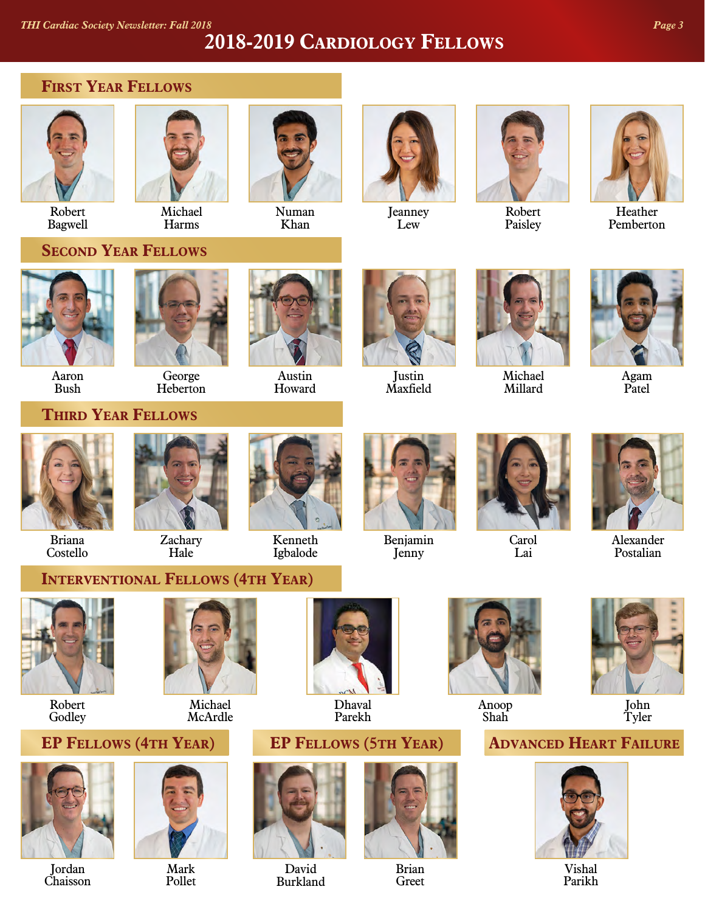# 2018-2019 Cardiology Fellows

## First Year Fellows

Robert Bagwell

Michael Harms

Numan Khan

Jeanney Lew

Robert Paisley

Heather Pemberton

## Second Year Fellows

Aaron Bush

George Heberton

Austin Howard

Justin Maxfield

Michael Millard

Agam Patel

## Third Year Fellows

Briana Costello

Zachary Hale

Kenneth Igbalode

Benjamin Jenny

Carol Lai

Alexander Postalian

## Interventional Fellows (4th Year)

Robert Godley

Michael McArdle

Dhaval Parekh

Anoop Shah

John Tyler

## EP Fellows (4th Year)

Jordan Chaisson

Mark Pollet

## EP Fellows (5th Year)

David Burkland

Brian Greet

## Advanced Heart Failure

Vishal Parikh